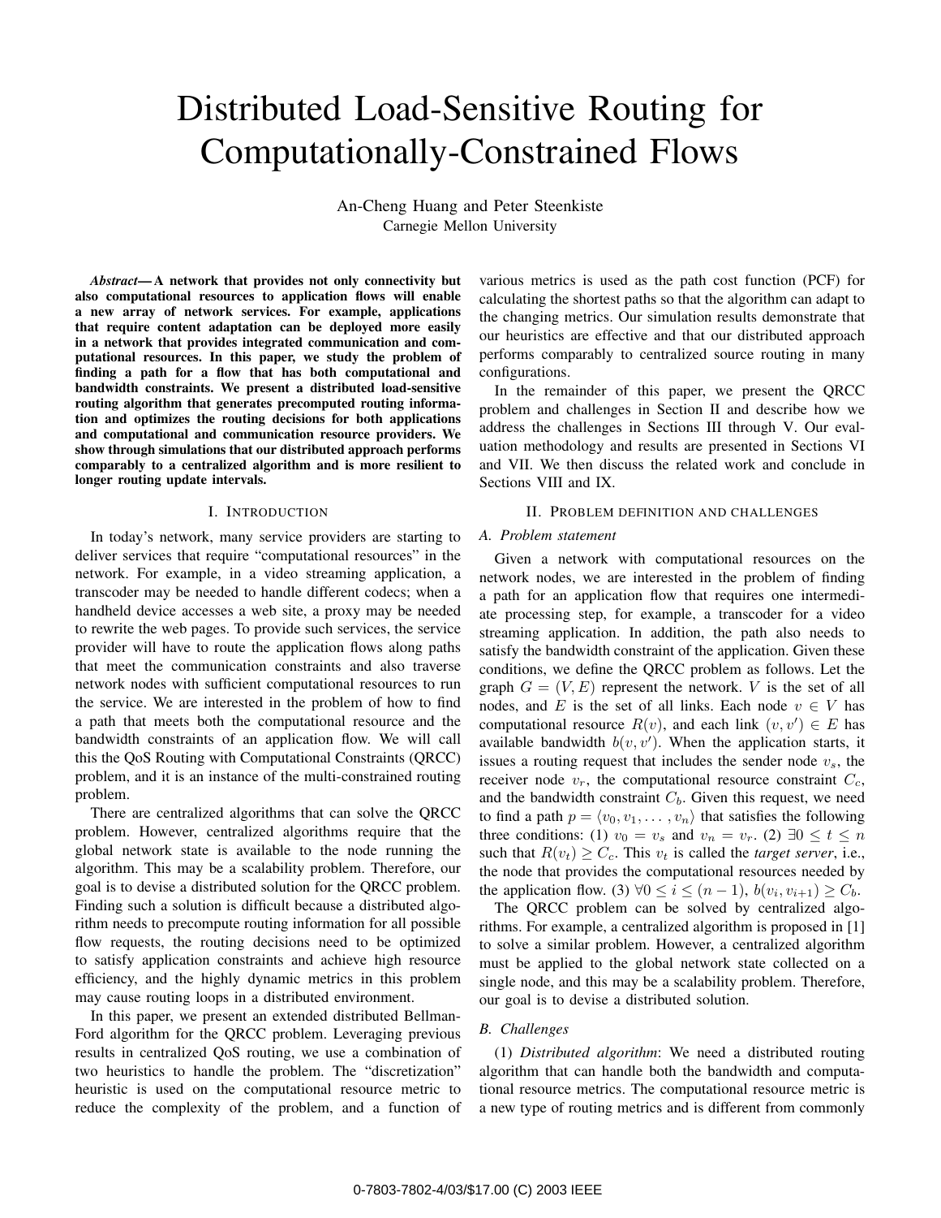# Distributed Load-Sensitive Routing for Computationally-Constrained Flows

An-Cheng Huang and Peter Steenkiste
Carnegie Mellon University

***Abstract*— A network that provides not only connectivity but also computational resources to application flows will enable a new array of network services. For example, applications that require content adaptation can be deployed more easily in a network that provides integrated communication and computational resources. In this paper, we study the problem of finding a path for a flow that has both computational and bandwidth constraints. We present a distributed load-sensitive routing algorithm that generates precomputed routing information and optimizes the routing decisions for both applications and computational and communication resource providers. We show through simulations that our distributed approach performs comparably to a centralized algorithm and is more resilient to longer routing update intervals.**

## I. Introduction

In today's network, many service providers are starting to deliver services that require "computational resources" in the network. For example, in a video streaming application, a transcoder may be needed to handle different codecs; when a handheld device accesses a web site, a proxy may be needed to rewrite the web pages. To provide such services, the service provider will have to route the application flows along paths that meet the communication constraints and also traverse network nodes with sufficient computational resources to run the service. We are interested in the problem of how to find a path that meets both the computational resource and the bandwidth constraints of an application flow. We will call this the QoS Routing with Computational Constraints (QRCC) problem, and it is an instance of the multi-constrained routing problem.

There are centralized algorithms that can solve the QRCC problem. However, centralized algorithms require that the global network state is available to the node running the algorithm. This may be a scalability problem. Therefore, our goal is to devise a distributed solution for the QRCC problem. Finding such a solution is difficult because a distributed algorithm needs to precompute routing information for all possible flow requests, the routing decisions need to be optimized to satisfy application constraints and achieve high resource efficiency, and the highly dynamic metrics in this problem may cause routing loops in a distributed environment.

In this paper, we present an extended distributed Bellman-Ford algorithm for the QRCC problem. Leveraging previous results in centralized QoS routing, we use a combination of two heuristics to handle the problem. The "discretization" heuristic is used on the computational resource metric to reduce the complexity of the problem, and a function of various metrics is used as the path cost function (PCF) for calculating the shortest paths so that the algorithm can adapt to the changing metrics. Our simulation results demonstrate that our heuristics are effective and that our distributed approach performs comparably to centralized source routing in many configurations.

In the remainder of this paper, we present the QRCC problem and challenges in Section II and describe how we address the challenges in Sections III through V. Our evaluation methodology and results are presented in Sections VI and VII. We then discuss the related work and conclude in Sections VIII and IX.

## II. Problem definition and challenges

### A. Problem statement

Given a network with computational resources on the network nodes, we are interested in the problem of finding a path for an application flow that requires one intermediate processing step, for example, a transcoder for a video streaming application. In addition, the path also needs to satisfy the bandwidth constraint of the application. Given these conditions, we define the QRCC problem as follows. Let the graph $G = (V, E)$ represent the network. $V$ is the set of all nodes, and $E$ is the set of all links. Each node $v \in V$ has computational resource $R(v)$, and each link $(v, v') \in E$ has available bandwidth $b(v, v')$. When the application starts, it issues a routing request that includes the sender node $v_s$, the receiver node $v_r$, the computational resource constraint $C_c$, and the bandwidth constraint $C_b$. Given this request, we need to find a path $p = \langle v_0, v_1, \ldots, v_n \rangle$ that satisfies the following three conditions: (1) $v_0 = v_s$ and $v_n = v_r$. (2) $\exists 0 \leq t \leq n$ such that $R(v_t) \geq C_c$. This $v_t$ is called the *target server*, i.e., the node that provides the computational resources needed by the application flow. (3) $\forall 0 \leq i \leq (n-1)$, $b(v_i, v_{i+1}) \geq C_b$.

The QRCC problem can be solved by centralized algorithms. For example, a centralized algorithm is proposed in [1] to solve a similar problem. However, a centralized algorithm must be applied to the global network state collected on a single node, and this may be a scalability problem. Therefore, our goal is to devise a distributed solution.

### B. Challenges

(1) *Distributed algorithm*: We need a distributed routing algorithm that can handle both the bandwidth and computational resource metrics. The computational resource metric is a new type of routing metrics and is different from commonly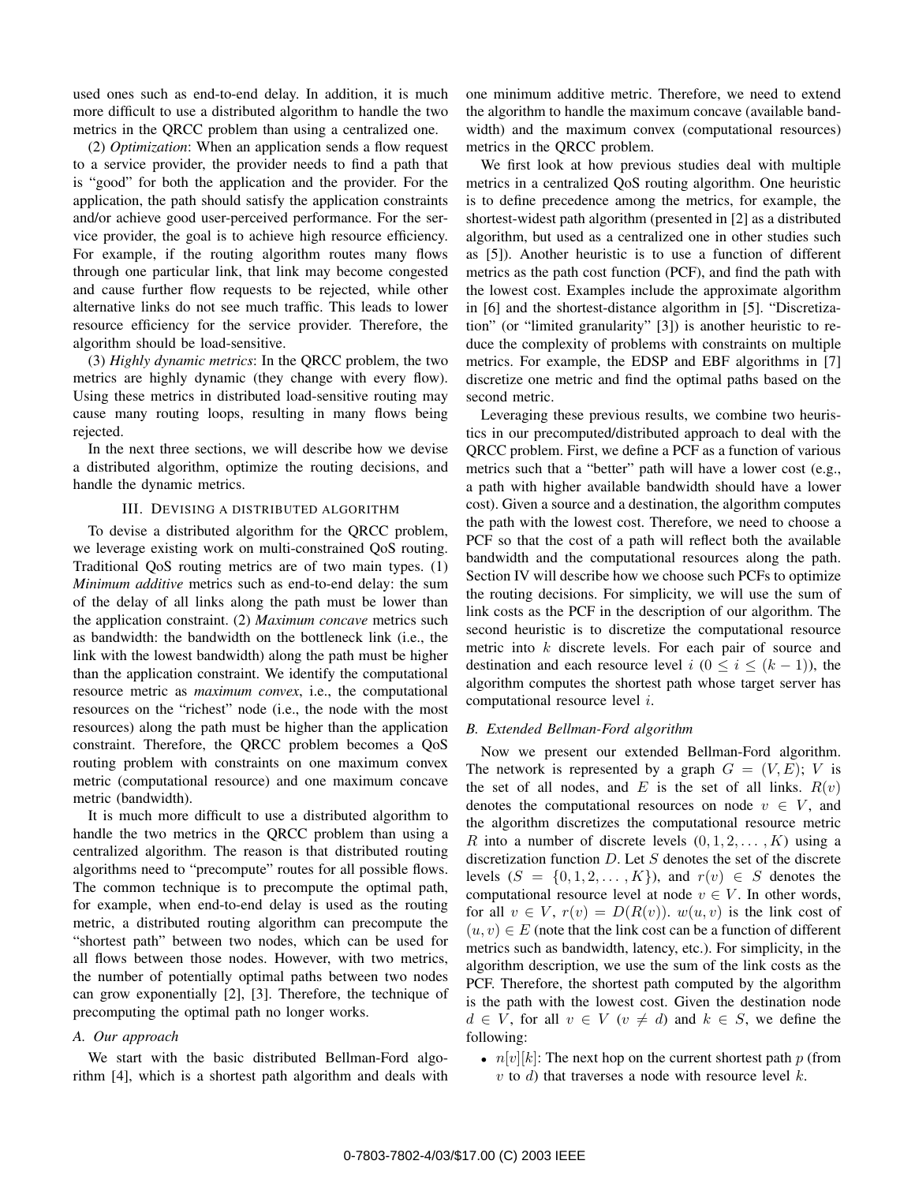used ones such as end-to-end delay. In addition, it is much more difficult to use a distributed algorithm to handle the two metrics in the QRCC problem than using a centralized one.

(2) *Optimization*: When an application sends a flow request to a service provider, the provider needs to find a path that is "good" for both the application and the provider. For the application, the path should satisfy the application constraints and/or achieve good user-perceived performance. For the service provider, the goal is to achieve high resource efficiency. For example, if the routing algorithm routes many flows through one particular link, that link may become congested and cause further flow requests to be rejected, while other alternative links do not see much traffic. This leads to lower resource efficiency for the service provider. Therefore, the algorithm should be load-sensitive.

(3) *Highly dynamic metrics*: In the QRCC problem, the two metrics are highly dynamic (they change with every flow). Using these metrics in distributed load-sensitive routing may cause many routing loops, resulting in many flows being rejected.

In the next three sections, we will describe how we devise a distributed algorithm, optimize the routing decisions, and handle the dynamic metrics.

## III. Devising a distributed algorithm

To devise a distributed algorithm for the QRCC problem, we leverage existing work on multi-constrained QoS routing. Traditional QoS routing metrics are of two main types. (1) *Minimum additive* metrics such as end-to-end delay: the sum of the delay of all links along the path must be lower than the application constraint. (2) *Maximum concave* metrics such as bandwidth: the bandwidth on the bottleneck link (i.e., the link with the lowest bandwidth) along the path must be higher than the application constraint. We identify the computational resource metric as *maximum convex*, i.e., the computational resources on the "richest" node (i.e., the node with the most resources) along the path must be higher than the application constraint. Therefore, the QRCC problem becomes a QoS routing problem with constraints on one maximum convex metric (computational resource) and one maximum concave metric (bandwidth).

It is much more difficult to use a distributed algorithm to handle the two metrics in the QRCC problem than using a centralized algorithm. The reason is that distributed routing algorithms need to "precompute" routes for all possible flows. The common technique is to precompute the optimal path, for example, when end-to-end delay is used as the routing metric, a distributed routing algorithm can precompute the "shortest path" between two nodes, which can be used for all flows between those nodes. However, with two metrics, the number of potentially optimal paths between two nodes can grow exponentially [2], [3]. Therefore, the technique of precomputing the optimal path no longer works.

### A. Our approach

We start with the basic distributed Bellman-Ford algorithm [4], which is a shortest path algorithm and deals with one minimum additive metric. Therefore, we need to extend the algorithm to handle the maximum concave (available bandwidth) and the maximum convex (computational resources) metrics in the QRCC problem.

We first look at how previous studies deal with multiple metrics in a centralized QoS routing algorithm. One heuristic is to define precedence among the metrics, for example, the shortest-widest path algorithm (presented in [2] as a distributed algorithm, but used as a centralized one in other studies such as [5]). Another heuristic is to use a function of different metrics as the path cost function (PCF), and find the path with the lowest cost. Examples include the approximate algorithm in [6] and the shortest-distance algorithm in [5]. "Discretization" (or "limited granularity" [3]) is another heuristic to reduce the complexity of problems with constraints on multiple metrics. For example, the EDSP and EBF algorithms in [7] discretize one metric and find the optimal paths based on the second metric.

Leveraging these previous results, we combine two heuristics in our precomputed/distributed approach to deal with the QRCC problem. First, we define a PCF as a function of various metrics such that a "better" path will have a lower cost (e.g., a path with higher available bandwidth should have a lower cost). Given a source and a destination, the algorithm computes the path with the lowest cost. Therefore, we need to choose a PCF so that the cost of a path will reflect both the available bandwidth and the computational resources along the path. Section IV will describe how we choose such PCFs to optimize the routing decisions. For simplicity, we will use the sum of link costs as the PCF in the description of our algorithm. The second heuristic is to discretize the computational resource metric into $k$ discrete levels. For each pair of source and destination and each resource level $i$ ($0 \leq i \leq (k-1)$), the algorithm computes the shortest path whose target server has computational resource level $i$.

### B. Extended Bellman-Ford algorithm

Now we present our extended Bellman-Ford algorithm. The network is represented by a graph $G = (V, E)$; $V$ is the set of all nodes, and $E$ is the set of all links. $R(v)$ denotes the computational resources on node $v \in V$, and the algorithm discretizes the computational resource metric $R$ into a number of discrete levels $(0, 1, 2, \ldots, K)$ using a discretization function $D$. Let $S$ denotes the set of the discrete levels ($S = \{0, 1, 2, \ldots, K\}$), and $r(v) \in S$ denotes the computational resource level at node $v \in V$. In other words, for all $v \in V$, $r(v) = D(R(v))$. $w(u, v)$ is the link cost of $(u, v) \in E$ (note that the link cost can be a function of different metrics such as bandwidth, latency, etc.). For simplicity, in the algorithm description, we use the sum of the link costs as the PCF. Therefore, the shortest path computed by the algorithm is the path with the lowest cost. Given the destination node $d \in V$, for all $v \in V$ ($v \neq d$) and $k \in S$, we define the following:

- $n[v][k]$: The next hop on the current shortest path $p$ (from $v$ to $d$) that traverses a node with resource level $k$.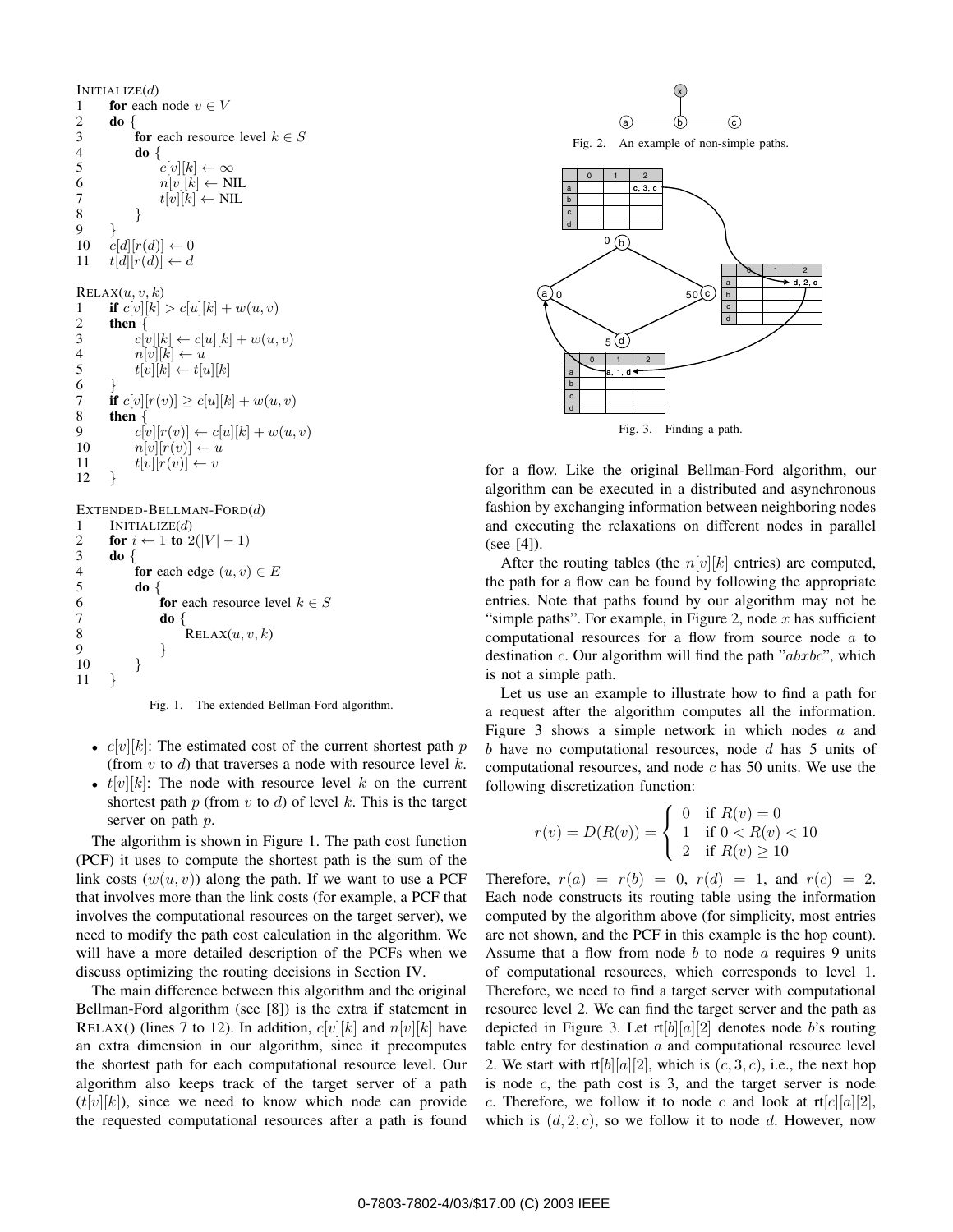```
INITIALIZE(d)
1    for each node v ∈ V
2    do {
3        for each resource level k ∈ S
4        do {
5            c[v][k] ← ∞
6            n[v][k] ← NIL
7            t[v][k] ← NIL
8        }
9    }
10   c[d][r(d)] ← 0
11   t[d][r(d)] ← d

RELAX(u, v, k)
1    if c[v][k] > c[u][k] + w(u, v)
2    then {
3        c[v][k] ← c[u][k] + w(u, v)
4        n[v][k] ← u
5        t[v][k] ← t[u][k]
6    }
7    if c[v][r(v)] ≥ c[u][k] + w(u, v)
8    then {
9        c[v][r(v)] ← c[u][k] + w(u, v)
10       n[v][r(v)] ← u
11       t[v][r(v)] ← v
12   }

EXTENDED-BELLMAN-FORD(d)
1    INITIALIZE(d)
2    for i ← 1 to 2(|V| − 1)
3    do {
4        for each edge (u, v) ∈ E
5        do {
6            for each resource level k ∈ S
7            do {
8                RELAX(u, v, k)
9            }
10       }
11   }
```

Fig. 1. The extended Bellman-Ford algorithm.

- $c[v][k]$: The estimated cost of the current shortest path $p$ (from $v$ to $d$) that traverses a node with resource level $k$.
- $t[v][k]$: The node with resource level $k$ on the current shortest path $p$ (from $v$ to $d$) of level $k$. This is the target server on path $p$.

The algorithm is shown in Figure 1. The path cost function (PCF) it uses to compute the shortest path is the sum of the link costs ($w(u,v)$) along the path. If we want to use a PCF that involves more than the link costs (for example, a PCF that involves the computational resources on the target server), we need to modify the path cost calculation in the algorithm. We will have a more detailed description of the PCFs when we discuss optimizing the routing decisions in Section IV.

The main difference between this algorithm and the original Bellman-Ford algorithm (see [8]) is the extra **if** statement in RELAX() (lines 7 to 12). In addition, $c[v][k]$ and $n[v][k]$ have an extra dimension in our algorithm, since it precomputes the shortest path for each computational resource level. Our algorithm also keeps track of the target server of a path ($t[v][k]$), since we need to know which node can provide the requested computational resources after a path is found for a flow. Like the original Bellman-Ford algorithm, our algorithm can be executed in a distributed and asynchronous fashion by exchanging information between neighboring nodes and executing the relaxations on different nodes in parallel (see [4]).

Fig. 2. An example of non-simple paths.

Fig. 3. Finding a path.

After the routing tables (the $n[v][k]$ entries) are computed, the path for a flow can be found by following the appropriate entries. Note that paths found by our algorithm may not be "simple paths". For example, in Figure 2, node $x$ has sufficient computational resources for a flow from source node $a$ to destination $c$. Our algorithm will find the path "$abxbc$", which is not a simple path.

Let us use an example to illustrate how to find a path for a request after the algorithm computes all the information. Figure 3 shows a simple network in which nodes $a$ and $b$ have no computational resources, node $d$ has 5 units of computational resources, and node $c$ has 50 units. We use the following discretization function:

$$r(v) = D(R(v)) = \begin{cases} 0 & \text{if } R(v) = 0 \\ 1 & \text{if } 0 < R(v) < 10 \\ 2 & \text{if } R(v) \geq 10 \end{cases}$$

Therefore, $r(a) = r(b) = 0$, $r(d) = 1$, and $r(c) = 2$. Each node constructs its routing table using the information computed by the algorithm above (for simplicity, most entries are not shown, and the PCF in this example is the hop count). Assume that a flow from node $b$ to node $a$ requires 9 units of computational resources, which corresponds to level 1. Therefore, we need to find a target server with computational resource level 2. We can find the target server and the path as depicted in Figure 3. Let rt$[b][a][2]$ denotes node $b$'s routing table entry for destination $a$ and computational resource level 2. We start with rt$[b][a][2]$, which is $(c, 3, c)$, i.e., the next hop is node $c$, the path cost is 3, and the target server is node $c$. Therefore, we follow it to node $c$ and look at rt$[c][a][2]$, which is $(d, 2, c)$, so we follow it to node $d$. However, now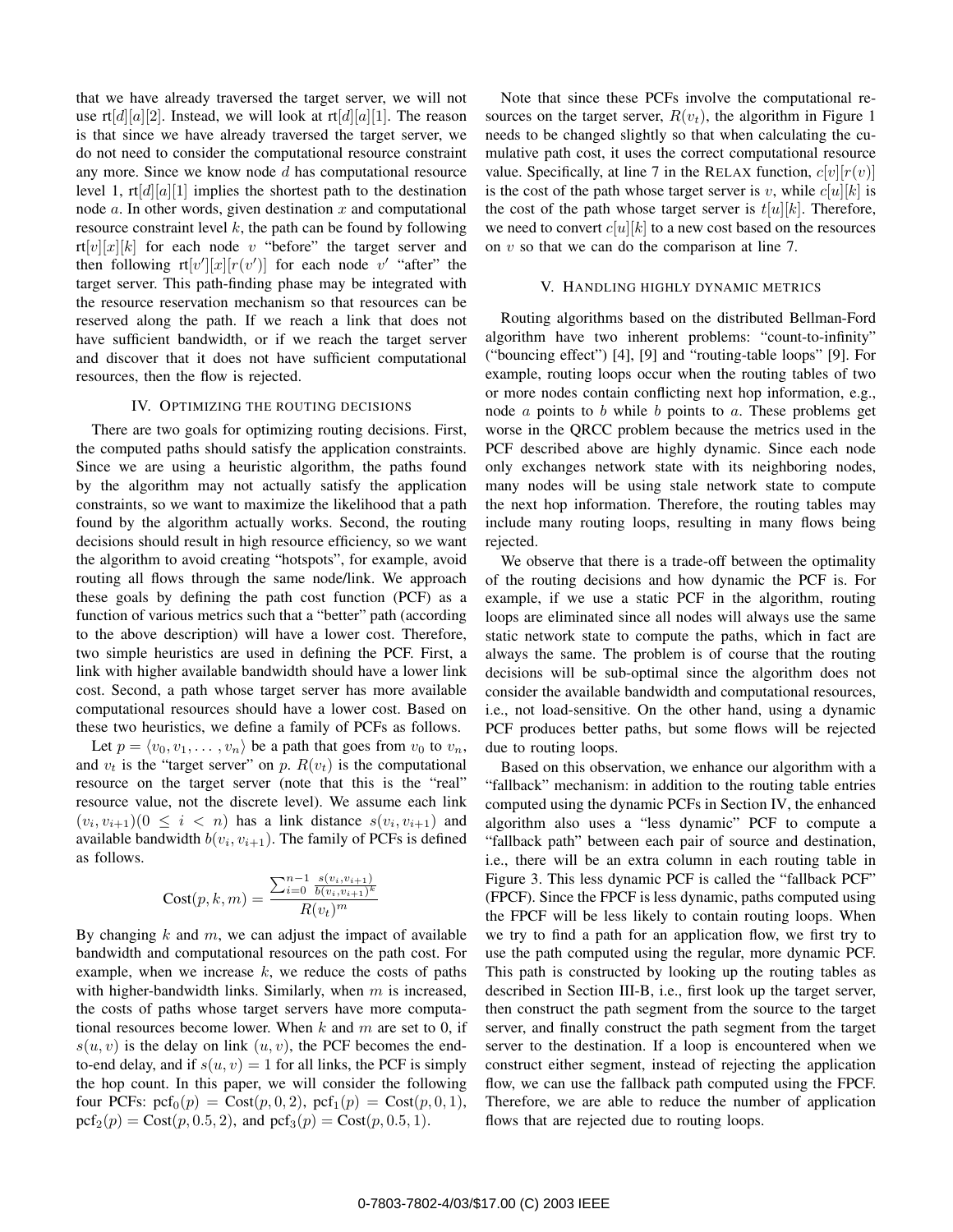that we have already traversed the target server, we will not use rt[$d$][$a$][2]. Instead, we will look at rt[$d$][$a$][1]. The reason is that since we have already traversed the target server, we do not need to consider the computational resource constraint any more. Since we know node $d$ has computational resource level 1, rt[$d$][$a$][1] implies the shortest path to the destination node $a$. In other words, given destination $x$ and computational resource constraint level $k$, the path can be found by following rt[$v$][$x$][$k$] for each node $v$ "before" the target server and then following rt[$v'$][$x$][$r(v')$] for each node $v'$ "after" the target server. This path-finding phase may be integrated with the resource reservation mechanism so that resources can be reserved along the path. If we reach a link that does not have sufficient bandwidth, or if we reach the target server and discover that it does not have sufficient computational resources, then the flow is rejected.

## IV. Optimizing the routing decisions

There are two goals for optimizing routing decisions. First, the computed paths should satisfy the application constraints. Since we are using a heuristic algorithm, the paths found by the algorithm may not actually satisfy the application constraints, so we want to maximize the likelihood that a path found by the algorithm actually works. Second, the routing decisions should result in high resource efficiency, so we want the algorithm to avoid creating "hotspots", for example, avoid routing all flows through the same node/link. We approach these goals by defining the path cost function (PCF) as a function of various metrics such that a "better" path (according to the above description) will have a lower cost. Therefore, two simple heuristics are used in defining the PCF. First, a link with higher available bandwidth should have a lower link cost. Second, a path whose target server has more available computational resources should have a lower cost. Based on these two heuristics, we define a family of PCFs as follows.

Let $p = \langle v_0, v_1, \ldots, v_n \rangle$ be a path that goes from $v_0$ to $v_n$, and $v_t$ is the "target server" on $p$. $R(v_t)$ is the computational resource on the target server (note that this is the "real" resource value, not the discrete level). We assume each link $(v_i, v_{i+1}) (0 \le i < n)$ has a link distance $s(v_i, v_{i+1})$ and available bandwidth $b(v_i, v_{i+1})$. The family of PCFs is defined as follows.

$$\text{Cost}(p, k, m) = \frac{\sum_{i=0}^{n-1} \frac{s(v_i, v_{i+1})}{b(v_i, v_{i+1})^k}}{R(v_t)^m}$$

By changing $k$ and $m$, we can adjust the impact of available bandwidth and computational resources on the path cost. For example, when we increase $k$, we reduce the costs of paths with higher-bandwidth links. Similarly, when $m$ is increased, the costs of paths whose target servers have more computational resources become lower. When $k$ and $m$ are set to 0, if $s(u, v)$ is the delay on link $(u, v)$, the PCF becomes the end-to-end delay, and if $s(u, v) = 1$ for all links, the PCF is simply the hop count. In this paper, we will consider the following four PCFs: $\text{pcf}_0(p) = \text{Cost}(p, 0, 2)$, $\text{pcf}_1(p) = \text{Cost}(p, 0, 1)$, $\text{pcf}_2(p) = \text{Cost}(p, 0.5, 2)$, and $\text{pcf}_3(p) = \text{Cost}(p, 0.5, 1)$.

Note that since these PCFs involve the computational resources on the target server, $R(v_t)$, the algorithm in Figure 1 needs to be changed slightly so that when calculating the cumulative path cost, it uses the correct computational resource value. Specifically, at line 7 in the RELAX function, $c[v][r(v)]$ is the cost of the path whose target server is $v$, while $c[u][k]$ is the cost of the path whose target server is $t[u][k]$. Therefore, we need to convert $c[u][k]$ to a new cost based on the resources on $v$ so that we can do the comparison at line 7.

## V. Handling highly dynamic metrics

Routing algorithms based on the distributed Bellman-Ford algorithm have two inherent problems: "count-to-infinity" ("bouncing effect") [4], [9] and "routing-table loops" [9]. For example, routing loops occur when the routing tables of two or more nodes contain conflicting next hop information, e.g., node $a$ points to $b$ while $b$ points to $a$. These problems get worse in the QRCC problem because the metrics used in the PCF described above are highly dynamic. Since each node only exchanges network state with its neighboring nodes, many nodes will be using stale network state to compute the next hop information. Therefore, the routing tables may include many routing loops, resulting in many flows being rejected.

We observe that there is a trade-off between the optimality of the routing decisions and how dynamic the PCF is. For example, if we use a static PCF in the algorithm, routing loops are eliminated since all nodes will always use the same static network state to compute the paths, which in fact are always the same. The problem is of course that the routing decisions will be sub-optimal since the algorithm does not consider the available bandwidth and computational resources, i.e., not load-sensitive. On the other hand, using a dynamic PCF produces better paths, but some flows will be rejected due to routing loops.

Based on this observation, we enhance our algorithm with a "fallback" mechanism: in addition to the routing table entries computed using the dynamic PCFs in Section IV, the enhanced algorithm also uses a "less dynamic" PCF to compute a "fallback path" between each pair of source and destination, i.e., there will be an extra column in each routing table in Figure 3. This less dynamic PCF is called the "fallback PCF" (FPCF). Since the FPCF is less dynamic, paths computed using the FPCF will be less likely to contain routing loops. When we try to find a path for an application flow, we first try to use the path computed using the regular, more dynamic PCF. This path is constructed by looking up the routing tables as described in Section III-B, i.e., first look up the target server, then construct the path segment from the source to the target server, and finally construct the path segment from the target server to the destination. If a loop is encountered when we construct either segment, instead of rejecting the application flow, we can use the fallback path computed using the FPCF. Therefore, we are able to reduce the number of application flows that are rejected due to routing loops.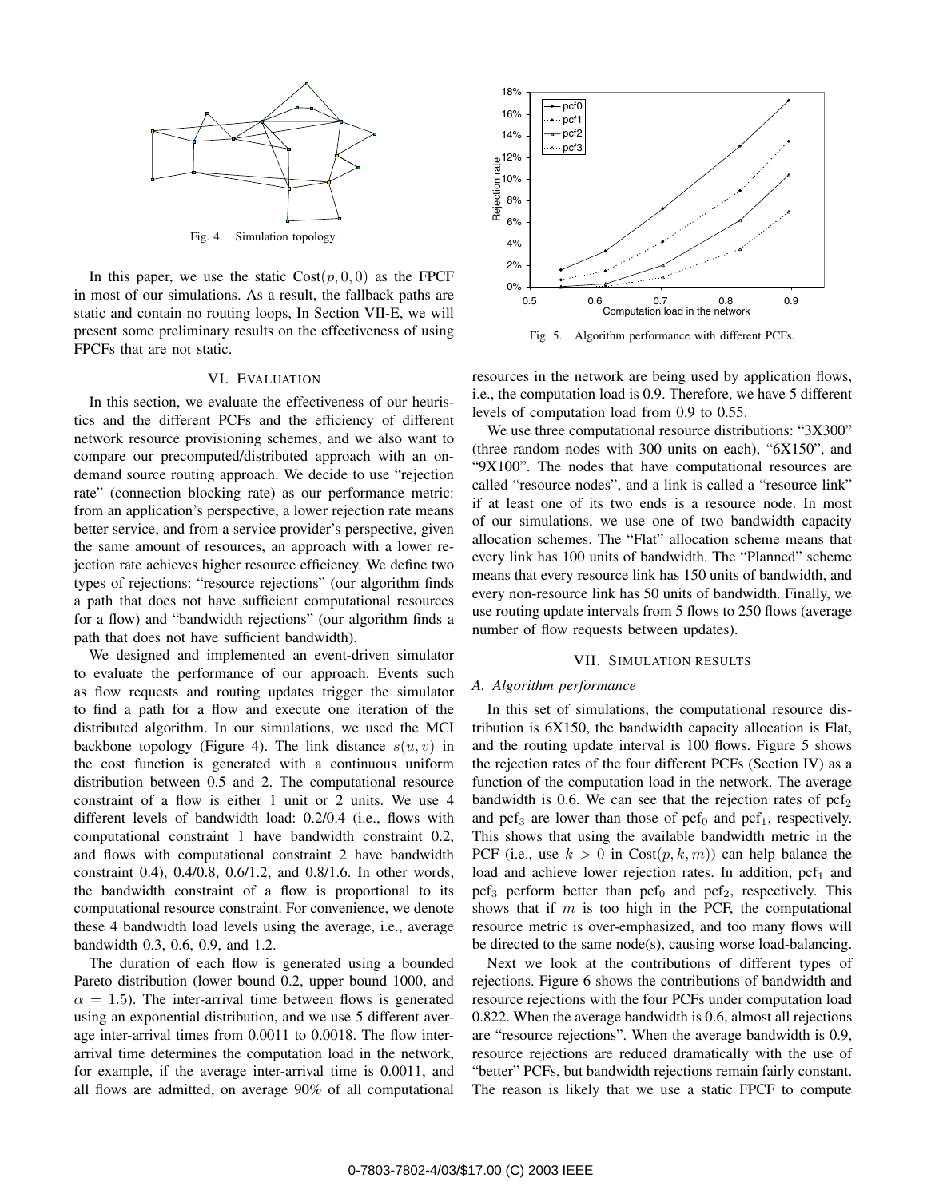Fig. 4. Simulation topology.

In this paper, we use the static $\text{Cost}(p, 0, 0)$ as the FPCF in most of our simulations. As a result, the fallback paths are static and contain no routing loops, In Section VII-E, we will present some preliminary results on the effectiveness of using FPCFs that are not static.

## VI. Evaluation

In this section, we evaluate the effectiveness of our heuristics and the different PCFs and the efficiency of different network resource provisioning schemes, and we also want to compare our precomputed/distributed approach with an on-demand source routing approach. We decide to use "rejection rate" (connection blocking rate) as our performance metric: from an application's perspective, a lower rejection rate means better service, and from a service provider's perspective, given the same amount of resources, an approach with a lower rejection rate achieves higher resource efficiency. We define two types of rejections: "resource rejections" (our algorithm finds a path that does not have sufficient computational resources for a flow) and "bandwidth rejections" (our algorithm finds a path that does not have sufficient bandwidth).

We designed and implemented an event-driven simulator to evaluate the performance of our approach. Events such as flow requests and routing updates trigger the simulator to find a path for a flow and execute one iteration of the distributed algorithm. In our simulations, we used the MCI backbone topology (Figure 4). The link distance $s(u, v)$ in the cost function is generated with a continuous uniform distribution between 0.5 and 2. The computational resource constraint of a flow is either 1 unit or 2 units. We use 4 different levels of bandwidth load: 0.2/0.4 (i.e., flows with computational constraint 1 have bandwidth constraint 0.2, and flows with computational constraint 2 have bandwidth constraint 0.4), 0.4/0.8, 0.6/1.2, and 0.8/1.6. In other words, the bandwidth constraint of a flow is proportional to its computational resource constraint. For convenience, we denote these 4 bandwidth load levels using the average, i.e., average bandwidth 0.3, 0.6, 0.9, and 1.2.

The duration of each flow is generated using a bounded Pareto distribution (lower bound 0.2, upper bound 1000, and $\alpha = 1.5$). The inter-arrival time between flows is generated using an exponential distribution, and we use 5 different average inter-arrival times from 0.0011 to 0.0018. The flow inter-arrival time determines the computation load in the network, for example, if the average inter-arrival time is 0.0011, and all flows are admitted, on average 90% of all computational resources in the network are being used by application flows, i.e., the computation load is 0.9. Therefore, we have 5 different levels of computation load from 0.9 to 0.55.

We use three computational resource distributions: "3X300" (three random nodes with 300 units on each), "6X150", and "9X100". The nodes that have computational resources are called "resource nodes", and a link is called a "resource link" if at least one of its two ends is a resource node. In most of our simulations, we use one of two bandwidth capacity allocation schemes. The "Flat" allocation scheme means that every link has 100 units of bandwidth. The "Planned" scheme means that every resource link has 150 units of bandwidth, and every non-resource link has 50 units of bandwidth. Finally, we use routing update intervals from 5 flows to 250 flows (average number of flow requests between updates).

Fig. 5. Algorithm performance with different PCFs.

## VII. Simulation results

### A. Algorithm performance

In this set of simulations, the computational resource distribution is 6X150, the bandwidth capacity allocation is Flat, and the routing update interval is 100 flows. Figure 5 shows the rejection rates of the four different PCFs (Section IV) as a function of the computation load in the network. The average bandwidth is 0.6. We can see that the rejection rates of $\text{pcf}_2$ and $\text{pcf}_3$ are lower than those of $\text{pcf}_0$ and $\text{pcf}_1$, respectively. This shows that using the available bandwidth metric in the PCF (i.e., use $k > 0$ in $\text{Cost}(p, k, m)$) can help balance the load and achieve lower rejection rates. In addition, $\text{pcf}_1$ and $\text{pcf}_3$ perform better than $\text{pcf}_0$ and $\text{pcf}_2$, respectively. This shows that if $m$ is too high in the PCF, the computational resource metric is over-emphasized, and too many flows will be directed to the same node(s), causing worse load-balancing.

Next we look at the contributions of different types of rejections. Figure 6 shows the contributions of bandwidth and resource rejections with the four PCFs under computation load 0.822. When the average bandwidth is 0.6, almost all rejections are "resource rejections". When the average bandwidth is 0.9, resource rejections are reduced dramatically with the use of "better" PCFs, but bandwidth rejections remain fairly constant. The reason is likely that we use a static FPCF to compute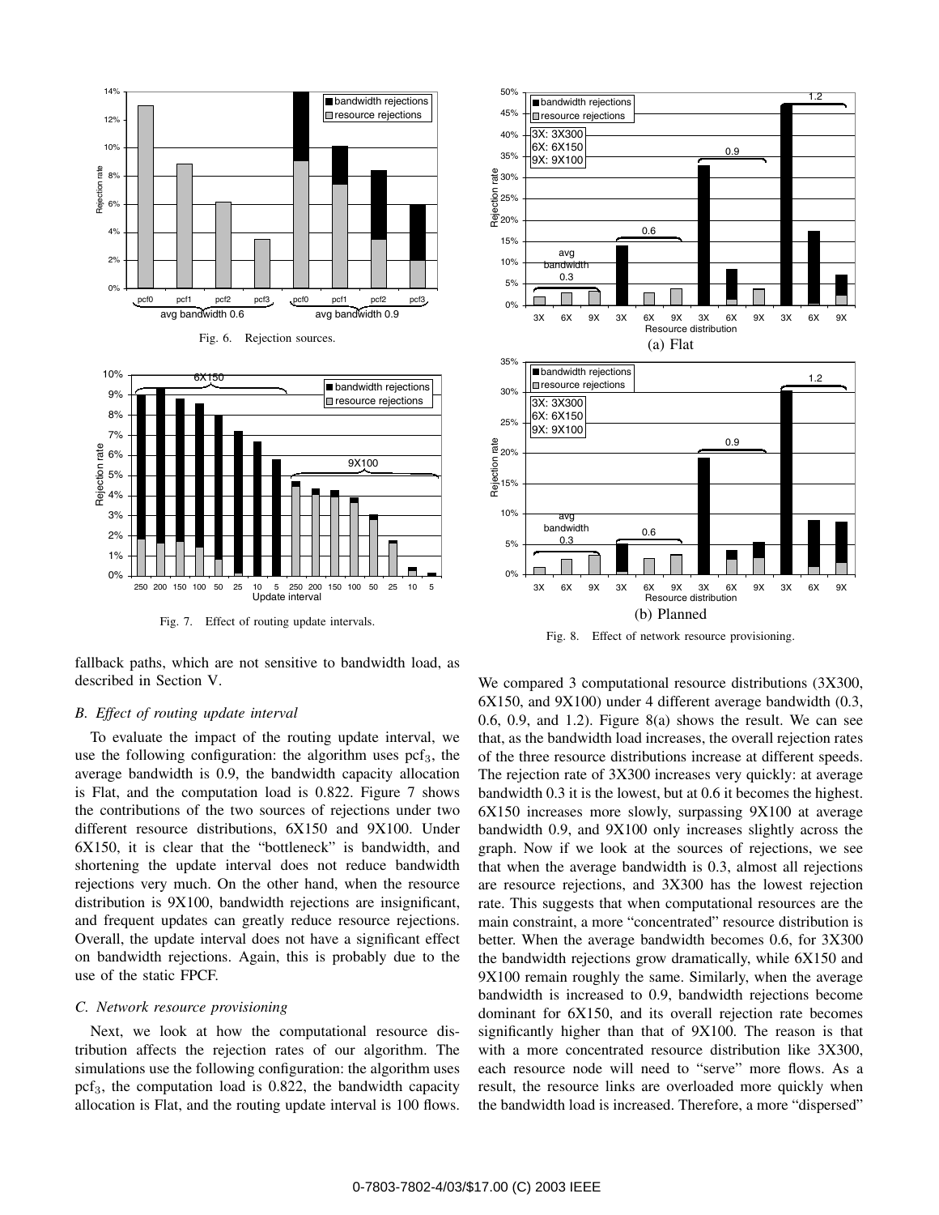Fig. 6. Rejection sources.

Fig. 7. Effect of routing update intervals.

(a) Flat

(b) Planned

Fig. 8. Effect of network resource provisioning.

fallback paths, which are not sensitive to bandwidth load, as described in Section V.

### *B. Effect of routing update interval*

To evaluate the impact of the routing update interval, we use the following configuration: the algorithm uses $pcf_3$, the average bandwidth is 0.9, the bandwidth capacity allocation is Flat, and the computation load is 0.822. Figure 7 shows the contributions of the two sources of rejections under two different resource distributions, 6X150 and 9X100. Under 6X150, it is clear that the "bottleneck" is bandwidth, and shortening the update interval does not reduce bandwidth rejections very much. On the other hand, when the resource distribution is 9X100, bandwidth rejections are insignificant, and frequent updates can greatly reduce resource rejections. Overall, the update interval does not have a significant effect on bandwidth rejections. Again, this is probably due to the use of the static FPCF.

### *C. Network resource provisioning*

Next, we look at how the computational resource distribution affects the rejection rates of our algorithm. The simulations use the following configuration: the algorithm uses $pcf_3$, the computation load is 0.822, the bandwidth capacity allocation is Flat, and the routing update interval is 100 flows. We compared 3 computational resource distributions (3X300, 6X150, and 9X100) under 4 different average bandwidth (0.3, 0.6, 0.9, and 1.2). Figure 8(a) shows the result. We can see that, as the bandwidth load increases, the overall rejection rates of the three resource distributions increase at different speeds. The rejection rate of 3X300 increases very quickly: at average bandwidth 0.3 it is the lowest, but at 0.6 it becomes the highest. 6X150 increases more slowly, surpassing 9X100 at average bandwidth 0.9, and 9X100 only increases slightly across the graph. Now if we look at the sources of rejections, we see that when the average bandwidth is 0.3, almost all rejections are resource rejections, and 3X300 has the lowest rejection rate. This suggests that when computational resources are the main constraint, a more "concentrated" resource distribution is better. When the average bandwidth becomes 0.6, for 3X300 the bandwidth rejections grow dramatically, while 6X150 and 9X100 remain roughly the same. Similarly, when the average bandwidth is increased to 0.9, bandwidth rejections become dominant for 6X150, and its overall rejection rate becomes significantly higher than that of 9X100. The reason is that with a more concentrated resource distribution like 3X300, each resource node will need to "serve" more flows. As a result, the resource links are overloaded more quickly when the bandwidth load is increased. Therefore, a more "dispersed"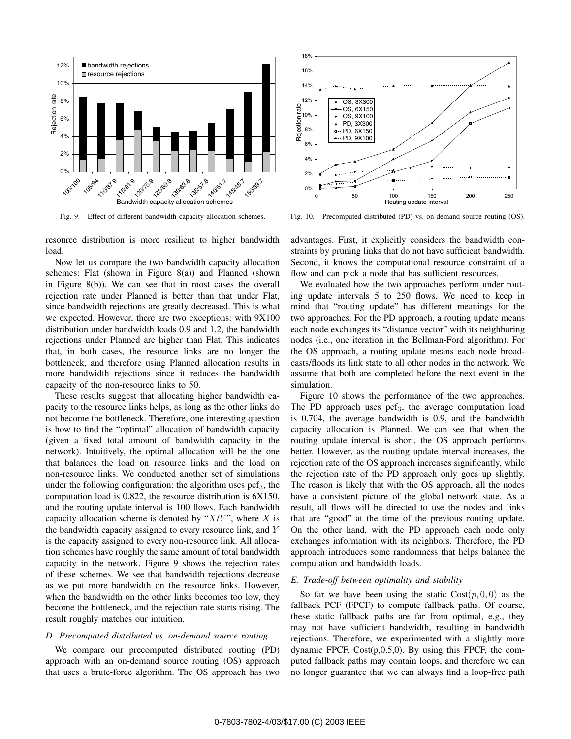Fig. 9. Effect of different bandwidth capacity allocation schemes.

Fig. 10. Precomputed distributed (PD) vs. on-demand source routing (OS).

resource distribution is more resilient to higher bandwidth load.

Now let us compare the two bandwidth capacity allocation schemes: Flat (shown in Figure 8(a)) and Planned (shown in Figure 8(b)). We can see that in most cases the overall rejection rate under Planned is better than that under Flat, since bandwidth rejections are greatly decreased. This is what we expected. However, there are two exceptions: with 9X100 distribution under bandwidth loads 0.9 and 1.2, the bandwidth rejections under Planned are higher than Flat. This indicates that, in both cases, the resource links are no longer the bottleneck, and therefore using Planned allocation results in more bandwidth rejections since it reduces the bandwidth capacity of the non-resource links to 50.

These results suggest that allocating higher bandwidth capacity to the resource links helps, as long as the other links do not become the bottleneck. Therefore, one interesting question is how to find the "optimal" allocation of bandwidth capacity (given a fixed total amount of bandwidth capacity in the network). Intuitively, the optimal allocation will be the one that balances the load on resource links and the load on non-resource links. We conducted another set of simulations under the following configuration: the algorithm uses $\text{pcf}_3$, the computation load is 0.822, the resource distribution is 6X150, and the routing update interval is 100 flows. Each bandwidth capacity allocation scheme is denoted by "$X$/$Y$", where $X$ is the bandwidth capacity assigned to every resource link, and $Y$ is the capacity assigned to every non-resource link. All allocation schemes have roughly the same amount of total bandwidth capacity in the network. Figure 9 shows the rejection rates of these schemes. We see that bandwidth rejections decrease as we put more bandwidth on the resource links. However, when the bandwidth on the other links becomes too low, they become the bottleneck, and the rejection rate starts rising. The result roughly matches our intuition.

### D. Precomputed distributed vs. on-demand source routing

We compare our precomputed distributed routing (PD) approach with an on-demand source routing (OS) approach that uses a brute-force algorithm. The OS approach has two advantages. First, it explicitly considers the bandwidth constraints by pruning links that do not have sufficient bandwidth. Second, it knows the computational resource constraint of a flow and can pick a node that has sufficient resources.

We evaluated how the two approaches perform under routing update intervals 5 to 250 flows. We need to keep in mind that "routing update" has different meanings for the two approaches. For the PD approach, a routing update means each node exchanges its "distance vector" with its neighboring nodes (i.e., one iteration in the Bellman-Ford algorithm). For the OS approach, a routing update means each node broadcasts/floods its link state to all other nodes in the network. We assume that both are completed before the next event in the simulation.

Figure 10 shows the performance of the two approaches. The PD approach uses $\text{pcf}_3$, the average computation load is 0.704, the average bandwidth is 0.9, and the bandwidth capacity allocation is Planned. We can see that when the routing update interval is short, the OS approach performs better. However, as the routing update interval increases, the rejection rate of the OS approach increases significantly, while the rejection rate of the PD approach only goes up slightly. The reason is likely that with the OS approach, all the nodes have a consistent picture of the global network state. As a result, all flows will be directed to use the nodes and links that are "good" at the time of the previous routing update. On the other hand, with the PD approach each node only exchanges information with its neighbors. Therefore, the PD approach introduces some randomness that helps balance the computation and bandwidth loads.

### E. Trade-off between optimality and stability

So far we have been using the static $\text{Cost}(p, 0, 0)$ as the fallback PCF (FPCF) to compute fallback paths. Of course, these static fallback paths are far from optimal, e.g., they may not have sufficient bandwidth, resulting in bandwidth rejections. Therefore, we experimented with a slightly more dynamic FPCF, Cost(p,0.5,0). By using this FPCF, the computed fallback paths may contain loops, and therefore we can no longer guarantee that we can always find a loop-free path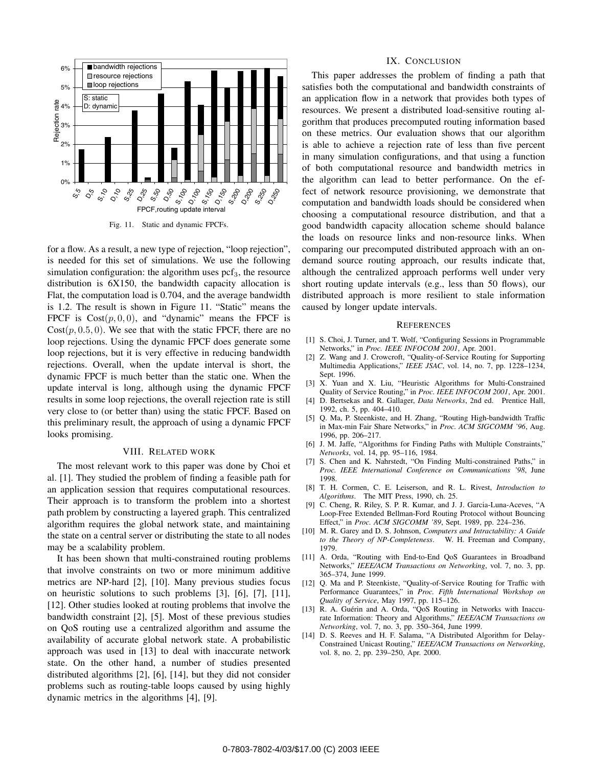6%
5%
4%
3%
2%
1%
0%

Rejection rate

bandwidth rejections
resource rejections
loop rejections

S: static
D: dynamic

S,5 D,5 S,10 D,10 S,25 D,25 S,50 D,50 S,100 D,100 S,150 D,150 S,200 D,200 S,250 D,250

FPCF,routing update interval

Fig. 11. Static and dynamic FPCFs.

for a flow. As a result, a new type of rejection, "loop rejection", is needed for this set of simulations. We use the following simulation configuration: the algorithm uses $\text{pcf}_3$, the resource distribution is 6X150, the bandwidth capacity allocation is Flat, the computation load is 0.704, and the average bandwidth is 1.2. The result is shown in Figure 11. "Static" means the FPCF is $\text{Cost}(p, 0, 0)$, and "dynamic" means the FPCF is $\text{Cost}(p, 0.5, 0)$. We see that with the static FPCF, there are no loop rejections. Using the dynamic FPCF does generate some loop rejections, but it is very effective in reducing bandwidth rejections. Overall, when the update interval is short, the dynamic FPCF is much better than the static one. When the update interval is long, although using the dynamic FPCF results in some loop rejections, the overall rejection rate is still very close to (or better than) using the static FPCF. Based on this preliminary result, the approach of using a dynamic FPCF looks promising.

## VIII. Related work

The most relevant work to this paper was done by Choi et al. [1]. They studied the problem of finding a feasible path for an application session that requires computational resources. Their approach is to transform the problem into a shortest path problem by constructing a layered graph. This centralized algorithm requires the global network state, and maintaining the state on a central server or distributing the state to all nodes may be a scalability problem.

It has been shown that multi-constrained routing problems that involve constraints on two or more minimum additive metrics are NP-hard [2], [10]. Many previous studies focus on heuristic solutions to such problems [3], [6], [7], [11], [12]. Other studies looked at routing problems that involve the bandwidth constraint [2], [5]. Most of these previous studies on QoS routing use a centralized algorithm and assume the availability of accurate global network state. A probabilistic approach was used in [13] to deal with inaccurate network state. On the other hand, a number of studies presented distributed algorithms [2], [6], [14], but they did not consider problems such as routing-table loops caused by using highly dynamic metrics in the algorithms [4], [9].

## IX. Conclusion

This paper addresses the problem of finding a path that satisfies both the computational and bandwidth constraints of an application flow in a network that provides both types of resources. We present a distributed load-sensitive routing algorithm that produces precomputed routing information based on these metrics. Our evaluation shows that our algorithm is able to achieve a rejection rate of less than five percent in many simulation configurations, and that using a function of both computational resource and bandwidth metrics in the algorithm can lead to better performance. On the effect of network resource provisioning, we demonstrate that computation and bandwidth loads should be considered when choosing a computational resource distribution, and that a good bandwidth capacity allocation scheme should balance the loads on resource links and non-resource links. When comparing our precomputed distributed approach with an on-demand source routing approach, our results indicate that, although the centralized approach performs well under very short routing update intervals (e.g., less than 50 flows), our distributed approach is more resilient to stale information caused by longer update intervals.

## References

[1] S. Choi, J. Turner, and T. Wolf, "Configuring Sessions in Programmable Networks," in *Proc. IEEE INFOCOM 2001*, Apr. 2001.

[2] Z. Wang and J. Crowcroft, "Quality-of-Service Routing for Supporting Multimedia Applications," *IEEE JSAC*, vol. 14, no. 7, pp. 1228–1234, Sept. 1996.

[3] X. Yuan and X. Liu, "Heuristic Algorithms for Multi-Constrained Quality of Service Routing," in *Proc. IEEE INFOCOM 2001*, Apr. 2001.

[4] D. Bertsekas and R. Gallager, *Data Networks*, 2nd ed. Prentice Hall, 1992, ch. 5, pp. 404–410.

[5] Q. Ma, P. Steenkiste, and H. Zhang, "Routing High-bandwidth Traffic in Max-min Fair Share Networks," in *Proc. ACM SIGCOMM '96*, Aug. 1996, pp. 206–217.

[6] J. M. Jaffe, "Algorithms for Finding Paths with Multiple Constraints," *Networks*, vol. 14, pp. 95–116, 1984.

[7] S. Chen and K. Nahrstedt, "On Finding Multi-constrained Paths," in *Proc. IEEE International Conference on Communications '98*, June 1998.

[8] T. H. Cormen, C. E. Leiserson, and R. L. Rivest, *Introduction to Algorithms*. The MIT Press, 1990, ch. 25.

[9] C. Cheng, R. Riley, S. P. R. Kumar, and J. J. Garcia-Luna-Aceves, "A Loop-Free Extended Bellman-Ford Routing Protocol without Bouncing Effect," in *Proc. ACM SIGCOMM '89*, Sept. 1989, pp. 224–236.

[10] M. R. Garey and D. S. Johnson, *Computers and Intractability: A Guide to the Theory of NP-Completeness*. W. H. Freeman and Company, 1979.

[11] A. Orda, "Routing with End-to-End QoS Guarantees in Broadband Networks," *IEEE/ACM Transactions on Networking*, vol. 7, no. 3, pp. 365–374, June 1999.

[12] Q. Ma and P. Steenkiste, "Quality-of-Service Routing for Traffic with Performance Guarantees," in *Proc. Fifth International Workshop on Quality of Service*, May 1997, pp. 115–126.

[13] R. A. Guérin and A. Orda, "QoS Routing in Networks with Inaccurate Information: Theory and Algorithms," *IEEE/ACM Transactions on Networking*, vol. 7, no. 3, pp. 350–364, June 1999.

[14] D. S. Reeves and H. F. Salama, "A Distributed Algorithm for Delay-Constrained Unicast Routing," *IEEE/ACM Transactions on Networking*, vol. 8, no. 2, pp. 239–250, Apr. 2000.